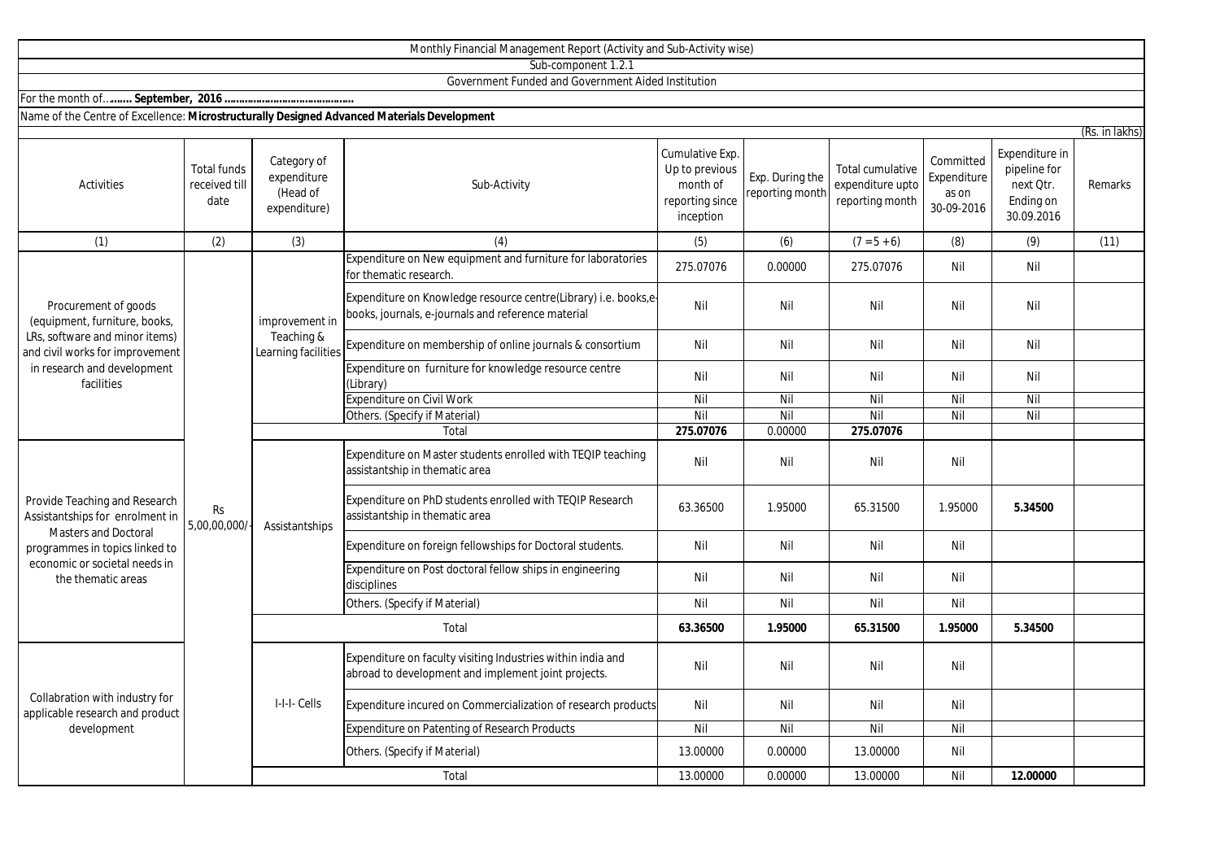Monthly Financial Management Report (Activity and Sub-Activity wise)

Sub-component 1.2.1

Government Funded and Government Aided Institution

For the month of…....... **September, 2016 ..............................................**

Name of the Centre of Excellence: **Microstructurally Designed Advanced Materials Development**

(Rs. in lakhs)

| Activities | Total funds received till date | Category of expenditure (Head of expenditure) | Sub-Activity | Cumulative Exp. Up to previous month of reporting since inception | Exp. During the reporting month | Total cumulative expenditure upto reporting month | Committed Expenditure as on 30-09-2016 | Expenditure in pipeline for next Qtr. Ending on 30.09.2016 | Remarks |
|---|---|---|---|---|---|---|---|---|---|
| (1) | (2) | (3) | (4) | (5) | (6) | (7 = 5 + 6) | (8) | (9) | (11) |
| Procurement of goods (equipment, furniture, books, LRs, software and minor items) and civil works for improvement in research and development facilities | Rs 5,00,00,000/- | improvement in Teaching & Learning facilities | Expenditure on New equipment and furniture for laboratories for thematic research. | 275.07076 | 0.00000 | 275.07076 | Nil | Nil | |
| | | | Expenditure on Knowledge resource centre(Library) i.e. books,e-books, journals, e-journals and reference material | Nil | Nil | Nil | Nil | Nil | |
| | | | Expenditure on membership of online journals & consortium | Nil | Nil | Nil | Nil | Nil | |
| | | | Expenditure on furniture for knowledge resource centre (Library) | Nil | Nil | Nil | Nil | Nil | |
| | | | Expenditure on Civil Work | Nil | Nil | Nil | Nil | Nil | |
| | | | Others. (Specify if Material) | Nil | Nil | Nil | Nil | Nil | |
| | | | Total | **275.07076** | 0.00000 | **275.07076** | | | |
| Provide Teaching and Research Assistantships for enrolment in Masters and Doctoral programmes in topics linked to economic or societal needs in the thematic areas | | Assistantships | Expenditure on Master students enrolled with TEQIP teaching assistantship in thematic area | Nil | Nil | Nil | Nil | | |
| | | | Expenditure on PhD students enrolled with TEQIP Research assistantship in thematic area | 63.36500 | 1.95000 | 65.31500 | 1.95000 | **5.34500** | |
| | | | Expenditure on foreign fellowships for Doctoral students. | Nil | Nil | Nil | Nil | | |
| | | | Expenditure on Post doctoral fellow ships in engineering disciplines | Nil | Nil | Nil | Nil | | |
| | | | Others. (Specify if Material) | Nil | Nil | Nil | Nil | | |
| | | | Total | **63.36500** | **1.95000** | **65.31500** | **1.95000** | **5.34500** | |
| Collabration with industry for applicable research and product development | | I-I-I- Cells | Expenditure on faculty visiting Industries within india and abroad to development and implement joint projects. | Nil | Nil | Nil | Nil | | |
| | | | Expenditure incured on Commercialization of research products | Nil | Nil | Nil | Nil | | |
| | | | Expenditure on Patenting of Research Products | Nil | Nil | Nil | Nil | | |
| | | | Others. (Specify if Material) | 13.00000 | 0.00000 | 13.00000 | Nil | | |
| | | | Total | 13.00000 | 0.00000 | 13.00000 | Nil | **12.00000** | |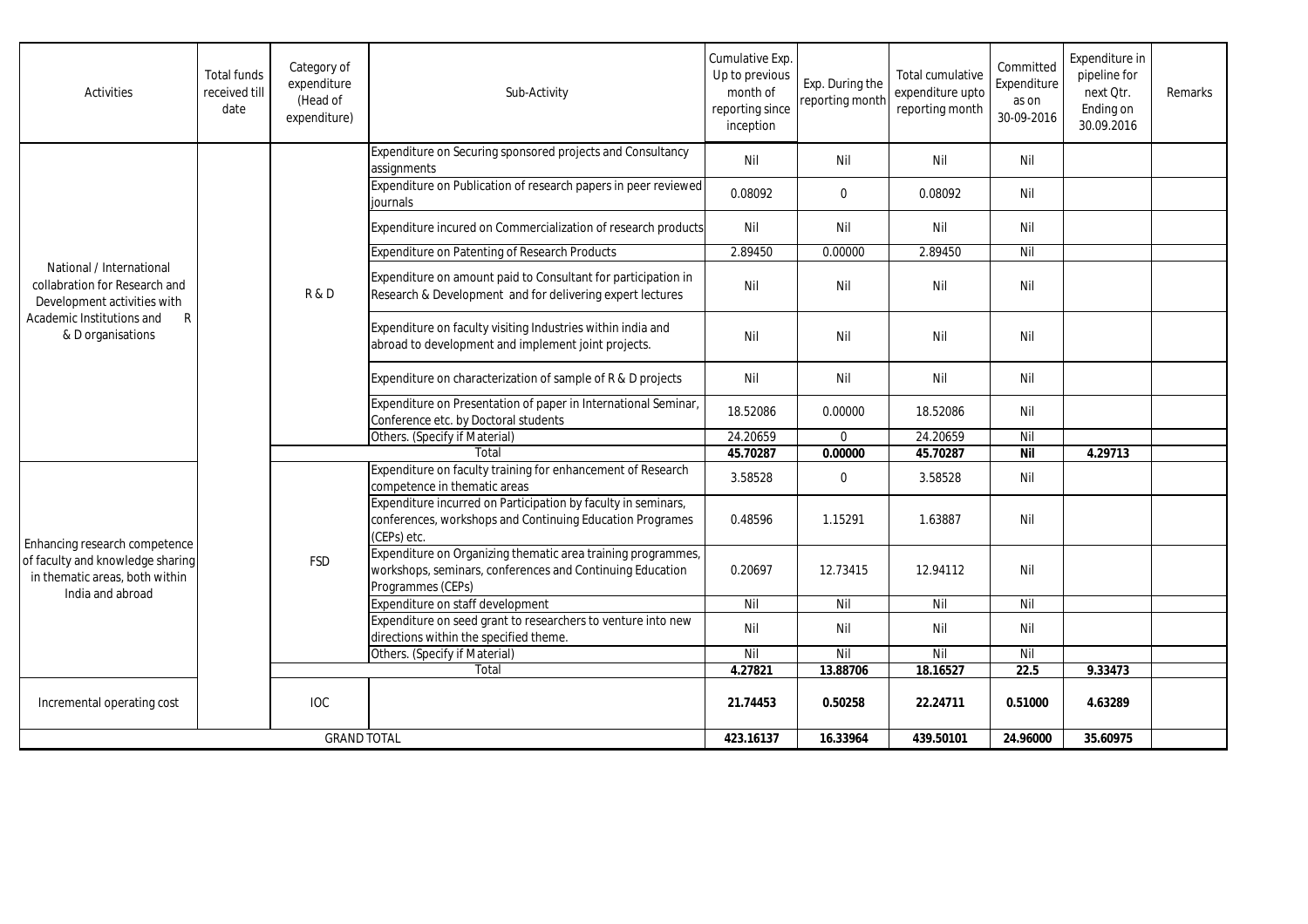| Activities | Total funds received till date | Category of expenditure (Head of expenditure) | Sub-Activity | Cumulative Exp. Up to previous month of reporting since inception | Exp. During the reporting month | Total cumulative expenditure upto reporting month | Committed Expenditure as on 30-09-2016 | Expenditure in pipeline for next Qtr. Ending on 30.09.2016 | Remarks |
|---|---|---|---|---|---|---|---|---|---|
| National / International collabration for Research and Development activities with Academic Institutions and R & D organisations | | R & D | Expenditure on Securing sponsored projects and Consultancy assignments | Nil | Nil | Nil | Nil | | |
| | | | Expenditure on Publication of research papers in peer reviewed journals | 0.08092 | 0 | 0.08092 | Nil | | |
| | | | Expenditure incured on Commercialization of research products | Nil | Nil | Nil | Nil | | |
| | | | Expenditure on Patenting of Research Products | 2.89450 | 0.00000 | 2.89450 | Nil | | |
| | | | Expenditure on amount paid to Consultant for participation in Research & Development and for delivering expert lectures | Nil | Nil | Nil | Nil | | |
| | | | Expenditure on faculty visiting Industries within india and abroad to development and implement joint projects. | Nil | Nil | Nil | Nil | | |
| | | | Expenditure on characterization of sample of R & D projects | Nil | Nil | Nil | Nil | | |
| | | | Expenditure on Presentation of paper in International Seminar, Conference etc. by Doctoral students | 18.52086 | 0.00000 | 18.52086 | Nil | | |
| | | | Others. (Specify if Material) | 24.20659 | 0 | 24.20659 | Nil | | |
| | | | **Total** | **45.70287** | **0.00000** | **45.70287** | **Nil** | **4.29713** | |
| Enhancing research competence of faculty and knowledge sharing in thematic areas, both within India and abroad | | FSD | Expenditure on faculty training for enhancement of Research competence in thematic areas | 3.58528 | 0 | 3.58528 | Nil | | |
| | | | Expenditure incurred on Participation by faculty in seminars, conferences, workshops and Continuing Education Programes (CEPs) etc. | 0.48596 | 1.15291 | 1.63887 | Nil | | |
| | | | Expenditure on Organizing thematic area training programmes, workshops, seminars, conferences and Continuing Education Programmes (CEPs) | 0.20697 | 12.73415 | 12.94112 | Nil | | |
| | | | Expenditure on staff development | Nil | Nil | Nil | Nil | | |
| | | | Expenditure on seed grant to researchers to venture into new directions within the specified theme. | Nil | Nil | Nil | Nil | | |
| | | | Others. (Specify if Material) | Nil | Nil | Nil | Nil | | |
| | | | **Total** | **4.27821** | **13.88706** | **18.16527** | **22.5** | **9.33473** | |
| Incremental operating cost | | IOC | | **21.74453** | **0.50258** | **22.24711** | **0.51000** | **4.63289** | |
| GRAND TOTAL | | | | **423.16137** | **16.33964** | **439.50101** | **24.96000** | **35.60975** | |